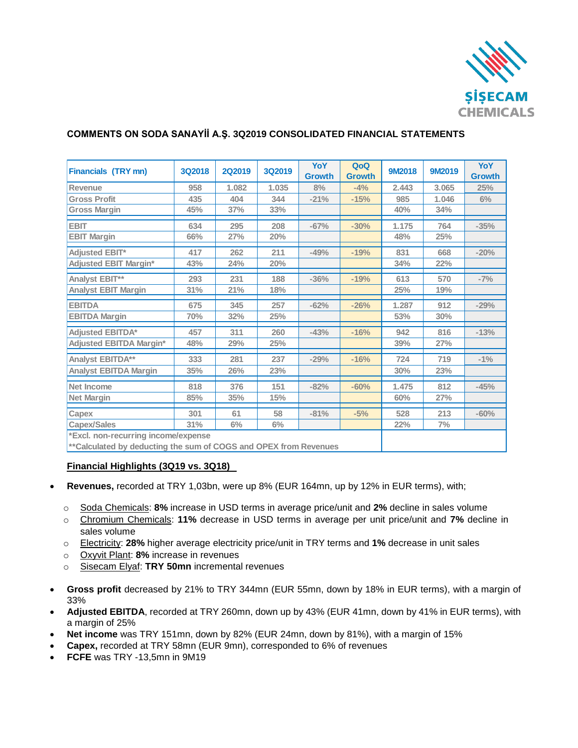## COMMENTS ON SODA SANAYİİ A.Ş. 3Q2019 CONSOLIDATED FINANCIAL STATEMENTS

| Financials (TRY mn) | 3Q2018 | 2Q2019 | 3Q2019 | YoY Growth | QoQ Growth | 9M2018 | 9M2019 | YoY Growth |
|---|---|---|---|---|---|---|---|---|
| Revenue | 958 | 1.082 | 1.035 | 8% | -4% | 2.443 | 3.065 | 25% |
| Gross Profit | 435 | 404 | 344 | -21% | -15% | 985 | 1.046 | 6% |
| Gross Margin | 45% | 37% | 33% | | | 40% | 34% | |
| EBIT | 634 | 295 | 208 | -67% | -30% | 1.175 | 764 | -35% |
| EBIT Margin | 66% | 27% | 20% | | | 48% | 25% | |
| Adjusted EBIT* | 417 | 262 | 211 | -49% | -19% | 831 | 668 | -20% |
| Adjusted EBIT Margin* | 43% | 24% | 20% | | | 34% | 22% | |
| Analyst EBIT** | 293 | 231 | 188 | -36% | -19% | 613 | 570 | -7% |
| Analyst EBIT Margin | 31% | 21% | 18% | | | 25% | 19% | |
| EBITDA | 675 | 345 | 257 | -62% | -26% | 1.287 | 912 | -29% |
| EBITDA Margin | 70% | 32% | 25% | | | 53% | 30% | |
| Adjusted EBITDA* | 457 | 311 | 260 | -43% | -16% | 942 | 816 | -13% |
| Adjusted EBITDA Margin* | 48% | 29% | 25% | | | 39% | 27% | |
| Analyst EBITDA** | 333 | 281 | 237 | -29% | -16% | 724 | 719 | -1% |
| Analyst EBITDA Margin | 35% | 26% | 23% | | | 30% | 23% | |
| Net Income | 818 | 376 | 151 | -82% | -60% | 1.475 | 812 | -45% |
| Net Margin | 85% | 35% | 15% | | | 60% | 27% | |
| Capex | 301 | 61 | 58 | -81% | -5% | 528 | 213 | -60% |
| Capex/Sales | 31% | 6% | 6% | | | 22% | 7% | |

*Excl. non-recurring income/expense
**Calculated by deducting the sum of COGS and OPEX from Revenues

**Financial Highlights (3Q19 vs. 3Q18)**

- **Revenues,** recorded at TRY 1,03bn, were up 8% (EUR 164mn, up by 12% in EUR terms), with;
  - Soda Chemicals: **8%** increase in USD terms in average price/unit and **2%** decline in sales volume
  - Chromium Chemicals: **11%** decrease in USD terms in average per unit price/unit and **7%** decline in sales volume
  - Electricity: **28%** higher average electricity price/unit in TRY terms and **1%** decrease in unit sales
  - Oxyvit Plant: **8%** increase in revenues
  - Sisecam Elyaf: **TRY 50mn** incremental revenues
- **Gross profit** decreased by 21% to TRY 344mn (EUR 55mn, down by 18% in EUR terms), with a margin of 33%
- **Adjusted EBITDA**, recorded at TRY 260mn, down up by 43% (EUR 41mn, down by 41% in EUR terms), with a margin of 25%
- **Net income** was TRY 151mn, down by 82% (EUR 24mn, down by 81%), with a margin of 15%
- **Capex,** recorded at TRY 58mn (EUR 9mn), corresponded to 6% of revenues
- **FCFE** was TRY -13,5mn in 9M19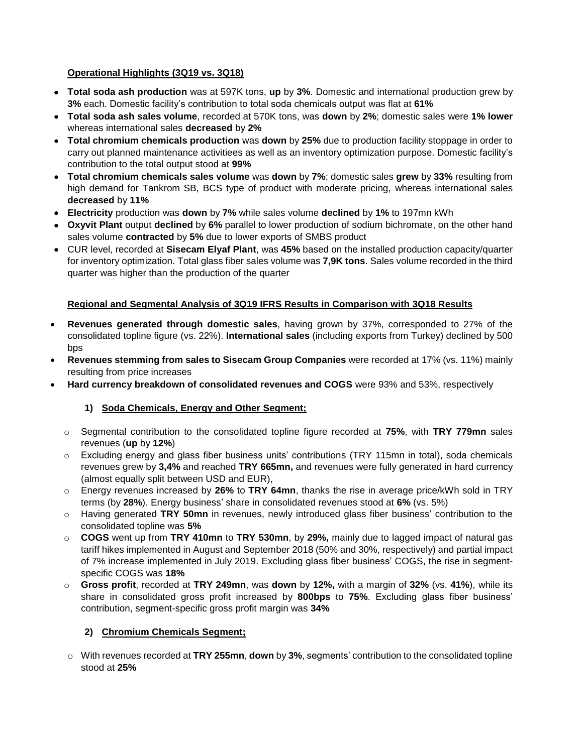**Operational Highlights (3Q19 vs. 3Q18)**

- **Total soda ash production** was at 597K tons, **up** by **3%**. Domestic and international production grew by **3%** each. Domestic facility's contribution to total soda chemicals output was flat at **61%**
- **Total soda ash sales volume**, recorded at 570K tons, was **down** by **2%**; domestic sales were **1% lower** whereas international sales **decreased** by **2%**
- **Total chromium chemicals production** was **down** by **25%** due to production facility stoppage in order to carry out planned maintenance activitiees as well as an inventory optimization purpose. Domestic facility's contribution to the total output stood at **99%**
- **Total chromium chemicals sales volume** was **down** by **7%**; domestic sales **grew** by **33%** resulting from high demand for Tankrom SB, BCS type of product with moderate pricing, whereas international sales **decreased** by **11%**
- **Electricity** production was **down** by **7%** while sales volume **declined** by **1%** to 197mn kWh
- **Oxyvit Plant** output **declined** by **6%** parallel to lower production of sodium bichromate, on the other hand sales volume **contracted** by **5%** due to lower exports of SMBS product
- CUR level, recorded at **Sisecam Elyaf Plant**, was **45%** based on the installed production capacity/quarter for inventory optimization. Total glass fiber sales volume was **7,9K tons**. Sales volume recorded in the third quarter was higher than the production of the quarter

**Regional and Segmental Analysis of 3Q19 IFRS Results in Comparison with 3Q18 Results**

- **Revenues generated through domestic sales**, having grown by 37%, corresponded to 27% of the consolidated topline figure (vs. 22%). **International sales** (including exports from Turkey) declined by 500 bps
- **Revenues stemming from sales to Sisecam Group Companies** were recorded at 17% (vs. 11%) mainly resulting from price increases
- **Hard currency breakdown of consolidated revenues and COGS** were 93% and 53%, respectively

**1) Soda Chemicals, Energy and Other Segment;**

- Segmental contribution to the consolidated topline figure recorded at **75%**, with **TRY 779mn** sales revenues (**up** by **12%**)
- Excluding energy and glass fiber business units' contributions (TRY 115mn in total), soda chemicals revenues grew by **3,4%** and reached **TRY 665mn,** and revenues were fully generated in hard currency (almost equally split between USD and EUR),
- Energy revenues increased by **26%** to **TRY 64mn**, thanks the rise in average price/kWh sold in TRY terms (by **28%**). Energy business' share in consolidated revenues stood at **6%** (vs. 5%)
- Having generated **TRY 50mn** in revenues, newly introduced glass fiber business' contribution to the consolidated topline was **5%**
- **COGS** went up from **TRY 410mn** to **TRY 530mn**, by **29%,** mainly due to lagged impact of natural gas tariff hikes implemented in August and September 2018 (50% and 30%, respectively) and partial impact of 7% increase implemented in July 2019. Excluding glass fiber business' COGS, the rise in segment-specific COGS was **18%**
- **Gross profit**, recorded at **TRY 249mn**, was **down** by **12%,** with a margin of **32%** (vs. **41%**), while its share in consolidated gross profit increased by **800bps** to **75%**. Excluding glass fiber business' contribution, segment-specific gross profit margin was **34%**

**2) Chromium Chemicals Segment;**

- With revenues recorded at **TRY 255mn**, **down** by **3%**, segments' contribution to the consolidated topline stood at **25%**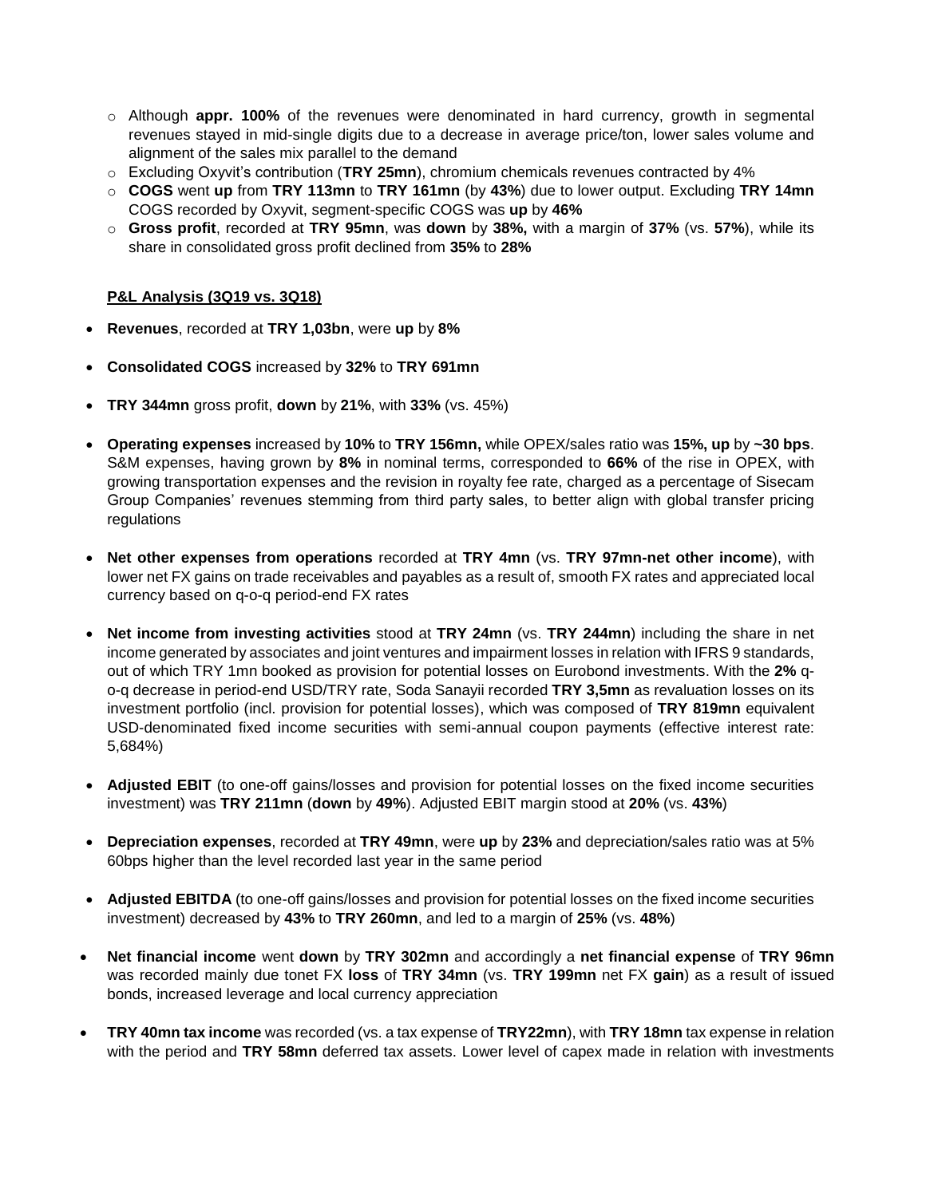- Although **appr. 100%** of the revenues were denominated in hard currency, growth in segmental revenues stayed in mid-single digits due to a decrease in average price/ton, lower sales volume and alignment of the sales mix parallel to the demand
- Excluding Oxyvit's contribution (**TRY 25mn**), chromium chemicals revenues contracted by 4%
- **COGS** went **up** from **TRY 113mn** to **TRY 161mn** (by **43%**) due to lower output. Excluding **TRY 14mn** COGS recorded by Oxyvit, segment-specific COGS was **up** by **46%**
- **Gross profit**, recorded at **TRY 95mn**, was **down** by **38%,** with a margin of **37%** (vs. **57%**), while its share in consolidated gross profit declined from **35%** to **28%**

**P&L Analysis (3Q19 vs. 3Q18)**

- **Revenues**, recorded at **TRY 1,03bn**, were **up** by **8%**
- **Consolidated COGS** increased by **32%** to **TRY 691mn**
- **TRY 344mn** gross profit, **down** by **21%**, with **33%** (vs. 45%)
- **Operating expenses** increased by **10%** to **TRY 156mn,** while OPEX/sales ratio was **15%, up** by **~30 bps**. S&M expenses, having grown by **8%** in nominal terms, corresponded to **66%** of the rise in OPEX, with growing transportation expenses and the revision in royalty fee rate, charged as a percentage of Sisecam Group Companies' revenues stemming from third party sales, to better align with global transfer pricing regulations
- **Net other expenses from operations** recorded at **TRY 4mn** (vs. **TRY 97mn-net other income**), with lower net FX gains on trade receivables and payables as a result of, smooth FX rates and appreciated local currency based on q-o-q period-end FX rates
- **Net income from investing activities** stood at **TRY 24mn** (vs. **TRY 244mn**) including the share in net income generated by associates and joint ventures and impairment losses in relation with IFRS 9 standards, out of which TRY 1mn booked as provision for potential losses on Eurobond investments. With the **2%** q-o-q decrease in period-end USD/TRY rate, Soda Sanayii recorded **TRY 3,5mn** as revaluation losses on its investment portfolio (incl. provision for potential losses), which was composed of **TRY 819mn** equivalent USD-denominated fixed income securities with semi-annual coupon payments (effective interest rate: 5,684%)
- **Adjusted EBIT** (to one-off gains/losses and provision for potential losses on the fixed income securities investment) was **TRY 211mn** (**down** by **49%**). Adjusted EBIT margin stood at **20%** (vs. **43%**)
- **Depreciation expenses**, recorded at **TRY 49mn**, were **up** by **23%** and depreciation/sales ratio was at 5% 60bps higher than the level recorded last year in the same period
- **Adjusted EBITDA** (to one-off gains/losses and provision for potential losses on the fixed income securities investment) decreased by **43%** to **TRY 260mn**, and led to a margin of **25%** (vs. **48%**)
- **Net financial income** went **down** by **TRY 302mn** and accordingly a **net financial expense** of **TRY 96mn** was recorded mainly due tonet FX **loss** of **TRY 34mn** (vs. **TRY 199mn** net FX **gain**) as a result of issued bonds, increased leverage and local currency appreciation
- **TRY 40mn tax income** was recorded (vs. a tax expense of **TRY22mn**), with **TRY 18mn** tax expense in relation with the period and **TRY 58mn** deferred tax assets. Lower level of capex made in relation with investments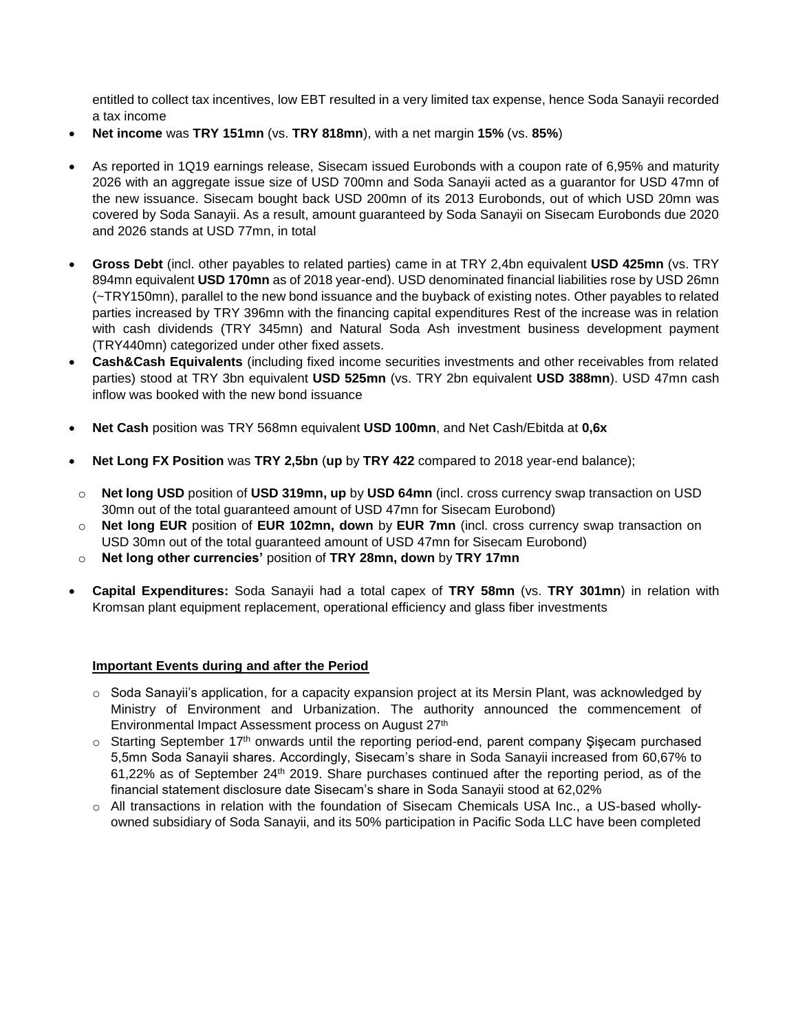entitled to collect tax incentives, low EBT resulted in a very limited tax expense, hence Soda Sanayii recorded a tax income

- **Net income** was **TRY 151mn** (vs. **TRY 818mn**), with a net margin **15%** (vs. **85%**)

- As reported in 1Q19 earnings release, Sisecam issued Eurobonds with a coupon rate of 6,95% and maturity 2026 with an aggregate issue size of USD 700mn and Soda Sanayii acted as a guarantor for USD 47mn of the new issuance. Sisecam bought back USD 200mn of its 2013 Eurobonds, out of which USD 20mn was covered by Soda Sanayii. As a result, amount guaranteed by Soda Sanayii on Sisecam Eurobonds due 2020 and 2026 stands at USD 77mn, in total

- **Gross Debt** (incl. other payables to related parties) came in at TRY 2,4bn equivalent **USD 425mn** (vs. TRY 894mn equivalent **USD 170mn** as of 2018 year-end). USD denominated financial liabilities rose by USD 26mn (~TRY150mn), parallel to the new bond issuance and the buyback of existing notes. Other payables to related parties increased by TRY 396mn with the financing capital expenditures Rest of the increase was in relation with cash dividends (TRY 345mn) and Natural Soda Ash investment business development payment (TRY440mn) categorized under other fixed assets.
- **Cash&Cash Equivalents** (including fixed income securities investments and other receivables from related parties) stood at TRY 3bn equivalent **USD 525mn** (vs. TRY 2bn equivalent **USD 388mn**). USD 47mn cash inflow was booked with the new bond issuance

- **Net Cash** position was TRY 568mn equivalent **USD 100mn**, and Net Cash/Ebitda at **0,6x**

- **Net Long FX Position** was **TRY 2,5bn** (**up** by **TRY 422** compared to 2018 year-end balance);

  - **Net long USD** position of **USD 319mn, up** by **USD 64mn** (incl. cross currency swap transaction on USD 30mn out of the total guaranteed amount of USD 47mn for Sisecam Eurobond)
  - **Net long EUR** position of **EUR 102mn, down** by **EUR 7mn** (incl. cross currency swap transaction on USD 30mn out of the total guaranteed amount of USD 47mn for Sisecam Eurobond)
  - **Net long other currencies'** position of **TRY 28mn, down** by **TRY 17mn**

- **Capital Expenditures:** Soda Sanayii had a total capex of **TRY 58mn** (vs. **TRY 301mn**) in relation with Kromsan plant equipment replacement, operational efficiency and glass fiber investments

**Important Events during and after the Period**

- Soda Sanayii's application, for a capacity expansion project at its Mersin Plant, was acknowledged by Ministry of Environment and Urbanization. The authority announced the commencement of Environmental Impact Assessment process on August 27th
- Starting September 17th onwards until the reporting period-end, parent company Şişecam purchased 5,5mn Soda Sanayii shares. Accordingly, Sisecam's share in Soda Sanayii increased from 60,67% to 61,22% as of September 24th 2019. Share purchases continued after the reporting period, as of the financial statement disclosure date Sisecam's share in Soda Sanayii stood at 62,02%
- All transactions in relation with the foundation of Sisecam Chemicals USA Inc., a US-based wholly-owned subsidiary of Soda Sanayii, and its 50% participation in Pacific Soda LLC have been completed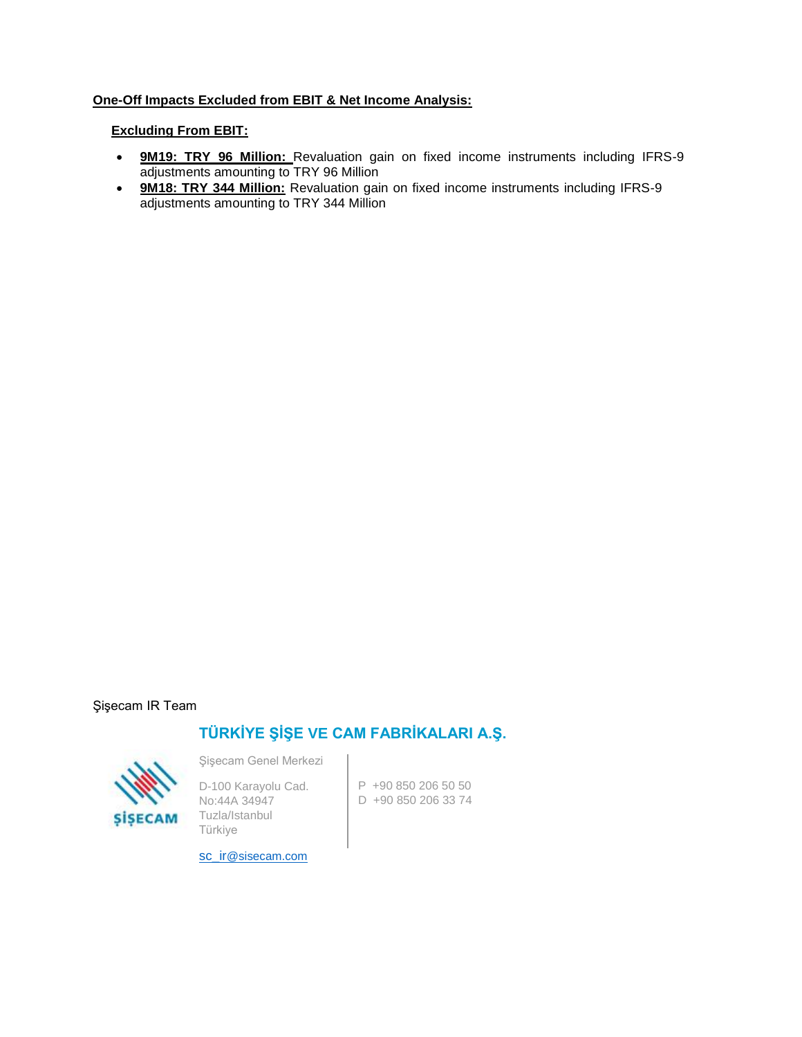**One-Off Impacts Excluded from EBIT & Net Income Analysis:**

**Excluding From EBIT:**

- **9M19: TRY 96 Million:** Revaluation gain on fixed income instruments including IFRS-9 adjustments amounting to TRY 96 Million
- **9M18: TRY 344 Million:** Revaluation gain on fixed income instruments including IFRS-9 adjustments amounting to TRY 344 Million

Şişecam IR Team

**TÜRKİYE ŞİŞE VE CAM FABRİKALARI A.Ş.**

ŞİŞECAM

Şişecam Genel Merkezi

D-100 Karayolu Cad.
No:44A 34947
Tuzla/Istanbul
Türkiye

P +90 850 206 50 50
D +90 850 206 33 74

sc_ir@sisecam.com